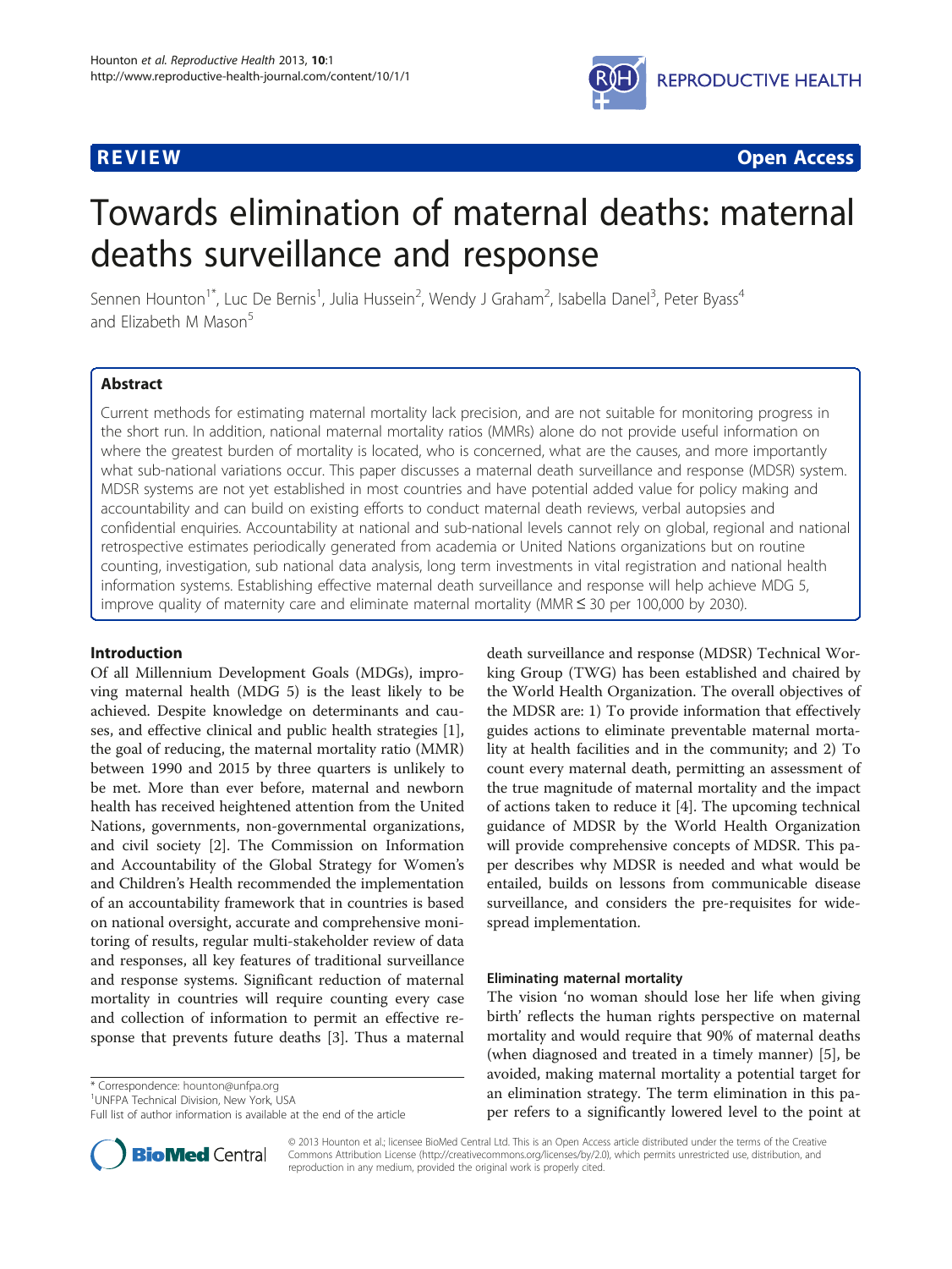REVIEW Open Access

# Towards elimination of maternal deaths: maternal deaths surveillance and response

Sennen Hounton[1*], Luc De Bernis[1], Julia Hussein[2], Wendy J Graham[2], Isabella Danel[3], Peter Byass[4] and Elizabeth M Mason[5]

## Abstract

Current methods for estimating maternal mortality lack precision, and are not suitable for monitoring progress in the short run. In addition, national maternal mortality ratios (MMRs) alone do not provide useful information on where the greatest burden of mortality is located, who is concerned, what are the causes, and more importantly what sub-national variations occur. This paper discusses a maternal death surveillance and response (MDSR) system. MDSR systems are not yet established in most countries and have potential added value for policy making and accountability and can build on existing efforts to conduct maternal death reviews, verbal autopsies and confidential enquiries. Accountability at national and sub-national levels cannot rely on global, regional and national retrospective estimates periodically generated from academia or United Nations organizations but on routine counting, investigation, sub national data analysis, long term investments in vital registration and national health information systems. Establishing effective maternal death surveillance and response will help achieve MDG 5, improve quality of maternity care and eliminate maternal mortality (MMR ≤ 30 per 100,000 by 2030).

## Introduction

Of all Millennium Development Goals (MDGs), improving maternal health (MDG 5) is the least likely to be achieved. Despite knowledge on determinants and causes, and effective clinical and public health strategies [1], the goal of reducing, the maternal mortality ratio (MMR) between 1990 and 2015 by three quarters is unlikely to be met. More than ever before, maternal and newborn health has received heightened attention from the United Nations, governments, non-governmental organizations, and civil society [2]. The Commission on Information and Accountability of the Global Strategy for Women's and Children's Health recommended the implementation of an accountability framework that in countries is based on national oversight, accurate and comprehensive monitoring of results, regular multi-stakeholder review of data and responses, all key features of traditional surveillance and response systems. Significant reduction of maternal mortality in countries will require counting every case and collection of information to permit an effective response that prevents future deaths [3]. Thus a maternal death surveillance and response (MDSR) Technical Working Group (TWG) has been established and chaired by the World Health Organization. The overall objectives of the MDSR are: 1) To provide information that effectively guides actions to eliminate preventable maternal mortality at health facilities and in the community; and 2) To count every maternal death, permitting an assessment of the true magnitude of maternal mortality and the impact of actions taken to reduce it [4]. The upcoming technical guidance of MDSR by the World Health Organization will provide comprehensive concepts of MDSR. This paper describes why MDSR is needed and what would be entailed, builds on lessons from communicable disease surveillance, and considers the pre-requisites for widespread implementation.

### Eliminating maternal mortality

The vision 'no woman should lose her life when giving birth' reflects the human rights perspective on maternal mortality and would require that 90% of maternal deaths (when diagnosed and treated in a timely manner) [5], be avoided, making maternal mortality a potential target for an elimination strategy. The term elimination in this paper refers to a significantly lowered level to the point at

\* Correspondence: hounton@unfpa.org
[1]UNFPA Technical Division, New York, USA
Full list of author information is available at the end of the article

© 2013 Hounton et al.; licensee BioMed Central Ltd. This is an Open Access article distributed under the terms of the Creative Commons Attribution License (http://creativecommons.org/licenses/by/2.0), which permits unrestricted use, distribution, and reproduction in any medium, provided the original work is properly cited.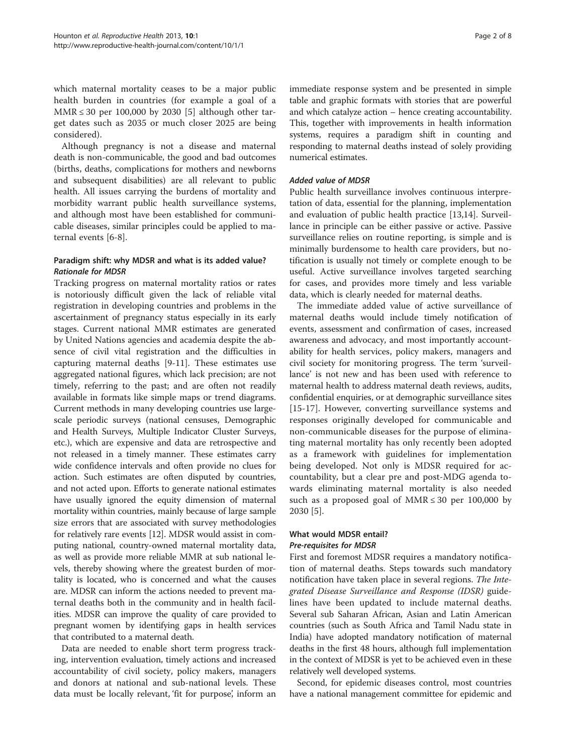which maternal mortality ceases to be a major public health burden in countries (for example a goal of a MMR ≤ 30 per 100,000 by 2030 [5] although other target dates such as 2035 or much closer 2025 are being considered).

Although pregnancy is not a disease and maternal death is non-communicable, the good and bad outcomes (births, deaths, complications for mothers and newborns and subsequent disabilities) are all relevant to public health. All issues carrying the burdens of mortality and morbidity warrant public health surveillance systems, and although most have been established for communicable diseases, similar principles could be applied to maternal events [6-8].

## Paradigm shift: why MDSR and what is its added value?

### *Rationale for MDSR*

Tracking progress on maternal mortality ratios or rates is notoriously difficult given the lack of reliable vital registration in developing countries and problems in the ascertainment of pregnancy status especially in its early stages. Current national MMR estimates are generated by United Nations agencies and academia despite the absence of civil vital registration and the difficulties in capturing maternal deaths [9-11]. These estimates use aggregated national figures, which lack precision; are not timely, referring to the past; and are often not readily available in formats like simple maps or trend diagrams. Current methods in many developing countries use large-scale periodic surveys (national censuses, Demographic and Health Surveys, Multiple Indicator Cluster Surveys, etc.), which are expensive and data are retrospective and not released in a timely manner. These estimates carry wide confidence intervals and often provide no clues for action. Such estimates are often disputed by countries, and not acted upon. Efforts to generate national estimates have usually ignored the equity dimension of maternal mortality within countries, mainly because of large sample size errors that are associated with survey methodologies for relatively rare events [12]. MDSR would assist in computing national, country-owned maternal mortality data, as well as provide more reliable MMR at sub national levels, thereby showing where the greatest burden of mortality is located, who is concerned and what the causes are. MDSR can inform the actions needed to prevent maternal deaths both in the community and in health facilities. MDSR can improve the quality of care provided to pregnant women by identifying gaps in health services that contributed to a maternal death.

Data are needed to enable short term progress tracking, intervention evaluation, timely actions and increased accountability of civil society, policy makers, managers and donors at national and sub-national levels. These data must be locally relevant, 'fit for purpose', inform an immediate response system and be presented in simple table and graphic formats with stories that are powerful and which catalyze action – hence creating accountability. This, together with improvements in health information systems, requires a paradigm shift in counting and responding to maternal deaths instead of solely providing numerical estimates.

### *Added value of MDSR*

Public health surveillance involves continuous interpretation of data, essential for the planning, implementation and evaluation of public health practice [13,14]. Surveillance in principle can be either passive or active. Passive surveillance relies on routine reporting, is simple and is minimally burdensome to health care providers, but notification is usually not timely or complete enough to be useful. Active surveillance involves targeted searching for cases, and provides more timely and less variable data, which is clearly needed for maternal deaths.

The immediate added value of active surveillance of maternal deaths would include timely notification of events, assessment and confirmation of cases, increased awareness and advocacy, and most importantly accountability for health services, policy makers, managers and civil society for monitoring progress. The term 'surveillance' is not new and has been used with reference to maternal health to address maternal death reviews, audits, confidential enquiries, or at demographic surveillance sites [15-17]. However, converting surveillance systems and responses originally developed for communicable and non-communicable diseases for the purpose of eliminating maternal mortality has only recently been adopted as a framework with guidelines for implementation being developed. Not only is MDSR required for accountability, but a clear pre and post-MDG agenda towards eliminating maternal mortality is also needed such as a proposed goal of MMR ≤ 30 per 100,000 by 2030 [5].

## What would MDSR entail?

### *Pre-requisites for MDSR*

First and foremost MDSR requires a mandatory notification of maternal deaths. Steps towards such mandatory notification have taken place in several regions. *The Integrated Disease Surveillance and Response (IDSR)* guidelines have been updated to include maternal deaths. Several sub Saharan African, Asian and Latin American countries (such as South Africa and Tamil Nadu state in India) have adopted mandatory notification of maternal deaths in the first 48 hours, although full implementation in the context of MDSR is yet to be achieved even in these relatively well developed systems.

Second, for epidemic diseases control, most countries have a national management committee for epidemic and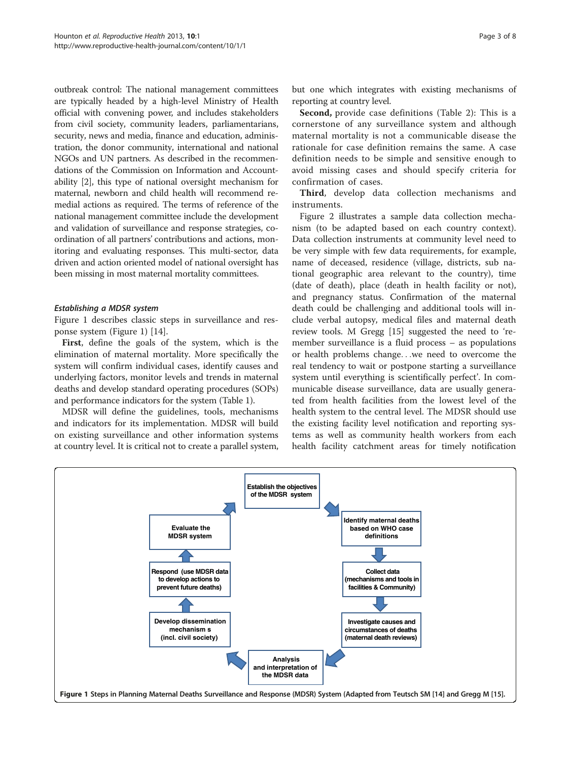outbreak control: The national management committees are typically headed by a high-level Ministry of Health official with convening power, and includes stakeholders from civil society, community leaders, parliamentarians, security, news and media, finance and education, administration, the donor community, international and national NGOs and UN partners. As described in the recommendations of the Commission on Information and Accountability [2], this type of national oversight mechanism for maternal, newborn and child health will recommend remedial actions as required. The terms of reference of the national management committee include the development and validation of surveillance and response strategies, coordination of all partners' contributions and actions, monitoring and evaluating responses. This multi-sector, data driven and action oriented model of national oversight has been missing in most maternal mortality committees.

### *Establishing a MDSR system*

Figure 1 describes classic steps in surveillance and response system (Figure 1) [14].

**First**, define the goals of the system, which is the elimination of maternal mortality. More specifically the system will confirm individual cases, identify causes and underlying factors, monitor levels and trends in maternal deaths and develop standard operating procedures (SOPs) and performance indicators for the system (Table 1).

MDSR will define the guidelines, tools, mechanisms and indicators for its implementation. MDSR will build on existing surveillance and other information systems at country level. It is critical not to create a parallel system, but one which integrates with existing mechanisms of reporting at country level.

**Second,** provide case definitions (Table 2): This is a cornerstone of any surveillance system and although maternal mortality is not a communicable disease the rationale for case definition remains the same. A case definition needs to be simple and sensitive enough to avoid missing cases and should specify criteria for confirmation of cases.

**Third**, develop data collection mechanisms and instruments.

Figure 2 illustrates a sample data collection mechanism (to be adapted based on each country context). Data collection instruments at community level need to be very simple with few data requirements, for example, name of deceased, residence (village, districts, sub national geographic area relevant to the country), time (date of death), place (death in health facility or not), and pregnancy status. Confirmation of the maternal death could be challenging and additional tools will include verbal autopsy, medical files and maternal death review tools. M Gregg [15] suggested the need to 'remember surveillance is a fluid process – as populations or health problems change…we need to overcome the real tendency to wait or postpone starting a surveillance system until everything is scientifically perfect'. In communicable disease surveillance, data are usually generated from health facilities from the lowest level of the health system to the central level. The MDSR should use the existing facility level notification and reporting systems as well as community health workers from each health facility catchment areas for timely notification

Establish the objectives of the MDSR system → Identify maternal deaths based on WHO case definitions → Collect data (mechanisms and tools in facilities & Community) → Investigate causes and circumstances of deaths (maternal death reviews) → Analysis and interpretation of the MDSR data → Develop dissemination mechanism s (incl. civil society) → Respond (use MDSR data to develop actions to prevent future deaths) → Evaluate the MDSR system → (back to Establish the objectives of the MDSR system)

**Figure 1** Steps in Planning Maternal Deaths Surveillance and Response (MDSR) System (Adapted from Teutsch SM [14] and Gregg M [15].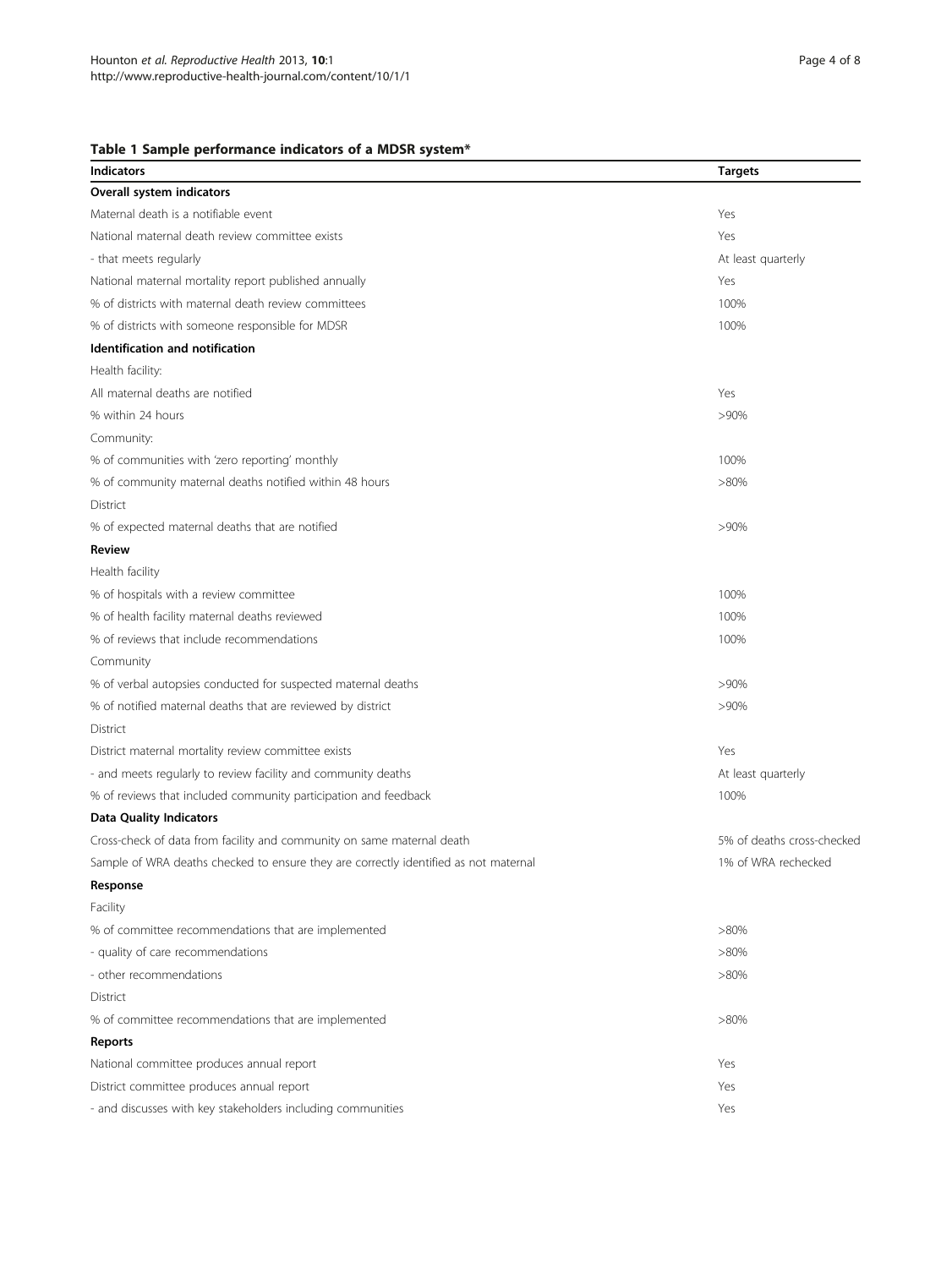**Table 1 Sample performance indicators of a MDSR system***

| Indicators | Targets |
|---|---|
| **Overall system indicators** | |
| Maternal death is a notifiable event | Yes |
| National maternal death review committee exists | Yes |
| - that meets regularly | At least quarterly |
| National maternal mortality report published annually | Yes |
| % of districts with maternal death review committees | 100% |
| % of districts with someone responsible for MDSR | 100% |
| **Identification and notification** | |
| Health facility: | |
| All maternal deaths are notified | Yes |
| % within 24 hours | >90% |
| Community: | |
| % of communities with 'zero reporting' monthly | 100% |
| % of community maternal deaths notified within 48 hours | >80% |
| District | |
| % of expected maternal deaths that are notified | >90% |
| **Review** | |
| Health facility | |
| % of hospitals with a review committee | 100% |
| % of health facility maternal deaths reviewed | 100% |
| % of reviews that include recommendations | 100% |
| Community | |
| % of verbal autopsies conducted for suspected maternal deaths | >90% |
| % of notified maternal deaths that are reviewed by district | >90% |
| District | |
| District maternal mortality review committee exists | Yes |
| - and meets regularly to review facility and community deaths | At least quarterly |
| % of reviews that included community participation and feedback | 100% |
| **Data Quality Indicators** | |
| Cross-check of data from facility and community on same maternal death | 5% of deaths cross-checked |
| Sample of WRA deaths checked to ensure they are correctly identified as not maternal | 1% of WRA rechecked |
| **Response** | |
| Facility | |
| % of committee recommendations that are implemented | >80% |
| - quality of care recommendations | >80% |
| - other recommendations | >80% |
| District | |
| % of committee recommendations that are implemented | >80% |
| **Reports** | |
| National committee produces annual report | Yes |
| District committee produces annual report | Yes |
| - and discusses with key stakeholders including communities | Yes |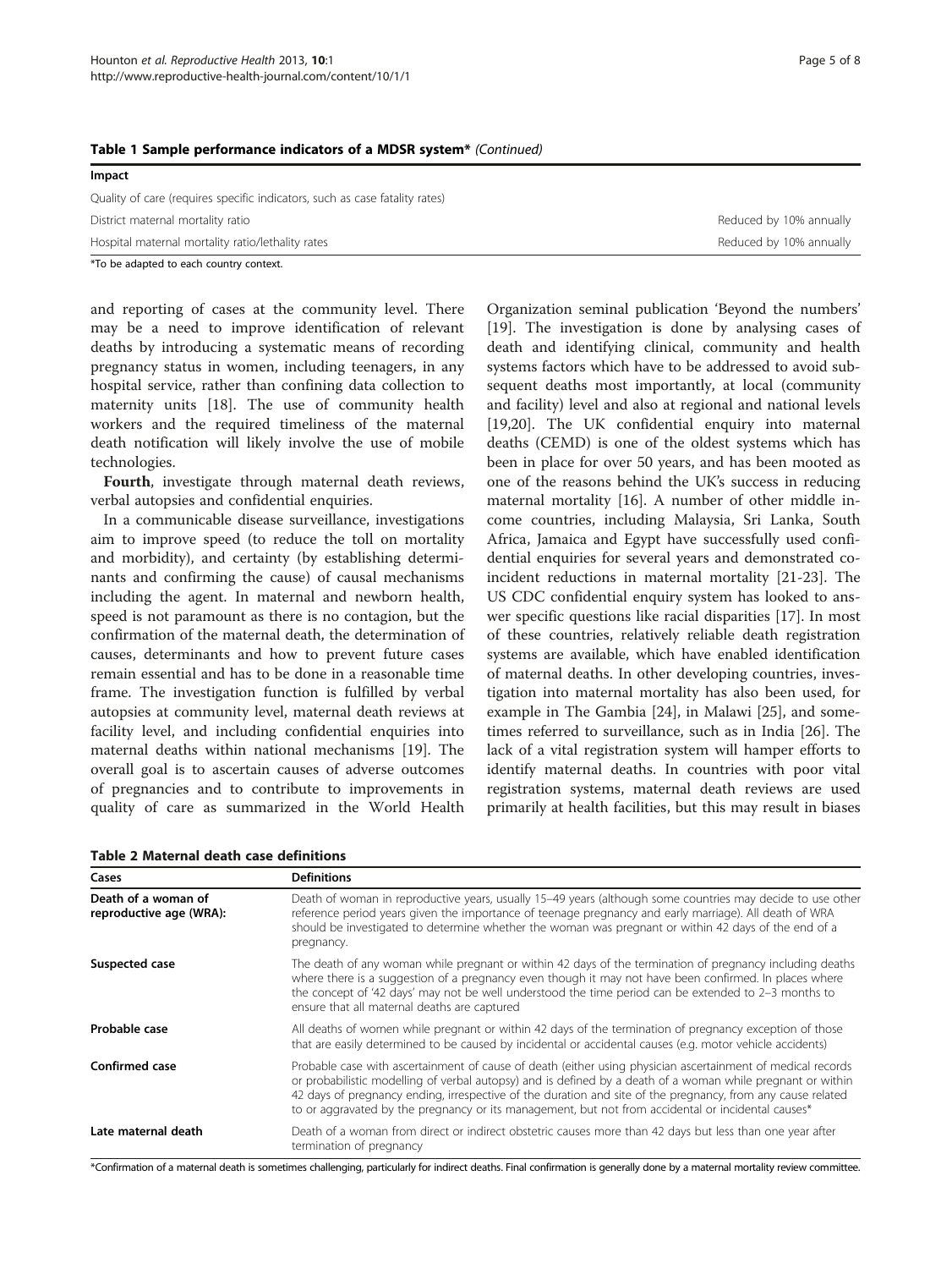**Table 1 Sample performance indicators of a MDSR system*** *(Continued)*

| Impact | |
|---|---|
| Quality of care (requires specific indicators, such as case fatality rates) | |
| District maternal mortality ratio | Reduced by 10% annually |
| Hospital maternal mortality ratio/lethality rates | Reduced by 10% annually |

*To be adapted to each country context.

and reporting of cases at the community level. There may be a need to improve identification of relevant deaths by introducing a systematic means of recording pregnancy status in women, including teenagers, in any hospital service, rather than confining data collection to maternity units [18]. The use of community health workers and the required timeliness of the maternal death notification will likely involve the use of mobile technologies.

**Fourth**, investigate through maternal death reviews, verbal autopsies and confidential enquiries.

In a communicable disease surveillance, investigations aim to improve speed (to reduce the toll on mortality and morbidity), and certainty (by establishing determinants and confirming the cause) of causal mechanisms including the agent. In maternal and newborn health, speed is not paramount as there is no contagion, but the confirmation of the maternal death, the determination of causes, determinants and how to prevent future cases remain essential and has to be done in a reasonable time frame. The investigation function is fulfilled by verbal autopsies at community level, maternal death reviews at facility level, and including confidential enquiries into maternal deaths within national mechanisms [19]. The overall goal is to ascertain causes of adverse outcomes of pregnancies and to contribute to improvements in quality of care as summarized in the World Health Organization seminal publication 'Beyond the numbers' [19]. The investigation is done by analysing cases of death and identifying clinical, community and health systems factors which have to be addressed to avoid subsequent deaths most importantly, at local (community and facility) level and also at regional and national levels [19,20]. The UK confidential enquiry into maternal deaths (CEMD) is one of the oldest systems which has been in place for over 50 years, and has been mooted as one of the reasons behind the UK's success in reducing maternal mortality [16]. A number of other middle income countries, including Malaysia, Sri Lanka, South Africa, Jamaica and Egypt have successfully used confidential enquiries for several years and demonstrated coincident reductions in maternal mortality [21-23]. The US CDC confidential enquiry system has looked to answer specific questions like racial disparities [17]. In most of these countries, relatively reliable death registration systems are available, which have enabled identification of maternal deaths. In other developing countries, investigation into maternal mortality has also been used, for example in The Gambia [24], in Malawi [25], and sometimes referred to surveillance, such as in India [26]. The lack of a vital registration system will hamper efforts to identify maternal deaths. In countries with poor vital registration systems, maternal death reviews are used primarily at health facilities, but this may result in biases

**Table 2 Maternal death case definitions**

| Cases | Definitions |
|---|---|
| **Death of a woman of reproductive age (WRA):** | Death of woman in reproductive years, usually 15–49 years (although some countries may decide to use other reference period years given the importance of teenage pregnancy and early marriage). All death of WRA should be investigated to determine whether the woman was pregnant or within 42 days of the end of a pregnancy. |
| **Suspected case** | The death of any woman while pregnant or within 42 days of the termination of pregnancy including deaths where there is a suggestion of a pregnancy even though it may not have been confirmed. In places where the concept of '42 days' may not be well understood the time period can be extended to 2–3 months to ensure that all maternal deaths are captured |
| **Probable case** | All deaths of women while pregnant or within 42 days of the termination of pregnancy exception of those that are easily determined to be caused by incidental or accidental causes (e.g. motor vehicle accidents) |
| **Confirmed case** | Probable case with ascertainment of cause of death (either using physician ascertainment of medical records or probabilistic modelling of verbal autopsy) and is defined by a death of a woman while pregnant or within 42 days of pregnancy ending, irrespective of the duration and site of the pregnancy, from any cause related to or aggravated by the pregnancy or its management, but not from accidental or incidental causes* |
| **Late maternal death** | Death of a woman from direct or indirect obstetric causes more than 42 days but less than one year after termination of pregnancy |

*Confirmation of a maternal death is sometimes challenging, particularly for indirect deaths. Final confirmation is generally done by a maternal mortality review committee.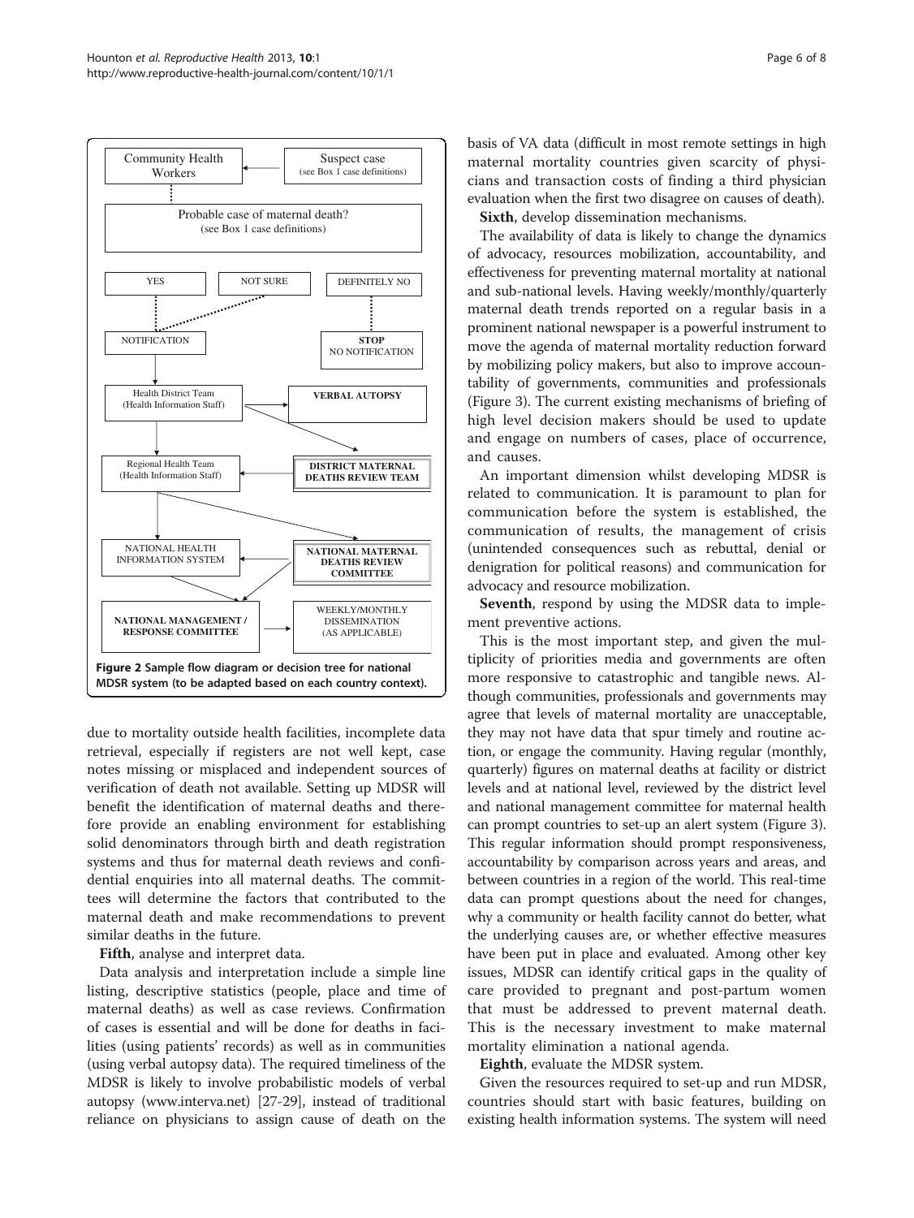Community Health Workers

Suspect case
(see Box 1 case definitions)

Probable case of maternal death?
(see Box 1 case definitions)

YES

NOT SURE

DEFINITELY NO

NOTIFICATION

STOP
NO NOTIFICATION

Health District Team
(Health Information Staff)

VERBAL AUTOPSY

Regional Health Team
(Health Information Staff)

DISTRICT MATERNAL DEATHS REVIEW TEAM

NATIONAL HEALTH INFORMATION SYSTEM

NATIONAL MATERNAL DEATHS REVIEW COMMITTEE

NATIONAL MANAGEMENT / RESPONSE COMMITTEE

WEEKLY/MONTHLY DISSEMINATION
(AS APPLICABLE)

**Figure 2** Sample flow diagram or decision tree for national MDSR system (to be adapted based on each country context).

due to mortality outside health facilities, incomplete data retrieval, especially if registers are not well kept, case notes missing or misplaced and independent sources of verification of death not available. Setting up MDSR will benefit the identification of maternal deaths and therefore provide an enabling environment for establishing solid denominators through birth and death registration systems and thus for maternal death reviews and confidential enquiries into all maternal deaths. The committees will determine the factors that contributed to the maternal death and make recommendations to prevent similar deaths in the future.

**Fifth**, analyse and interpret data.

Data analysis and interpretation include a simple line listing, descriptive statistics (people, place and time of maternal deaths) as well as case reviews. Confirmation of cases is essential and will be done for deaths in facilities (using patients' records) as well as in communities (using verbal autopsy data). The required timeliness of the MDSR is likely to involve probabilistic models of verbal autopsy (www.interva.net) [27-29], instead of traditional reliance on physicians to assign cause of death on the basis of VA data (difficult in most remote settings in high maternal mortality countries given scarcity of physicians and transaction costs of finding a third physician evaluation when the first two disagree on causes of death).

**Sixth**, develop dissemination mechanisms.

The availability of data is likely to change the dynamics of advocacy, resources mobilization, accountability, and effectiveness for preventing maternal mortality at national and sub-national levels. Having weekly/monthly/quarterly maternal death trends reported on a regular basis in a prominent national newspaper is a powerful instrument to move the agenda of maternal mortality reduction forward by mobilizing policy makers, but also to improve accountability of governments, communities and professionals (Figure 3). The current existing mechanisms of briefing of high level decision makers should be used to update and engage on numbers of cases, place of occurrence, and causes.

An important dimension whilst developing MDSR is related to communication. It is paramount to plan for communication before the system is established, the communication of results, the management of crisis (unintended consequences such as rebuttal, denial or denigration for political reasons) and communication for advocacy and resource mobilization.

**Seventh**, respond by using the MDSR data to implement preventive actions.

This is the most important step, and given the multiplicity of priorities media and governments are often more responsive to catastrophic and tangible news. Although communities, professionals and governments may agree that levels of maternal mortality are unacceptable, they may not have data that spur timely and routine action, or engage the community. Having regular (monthly, quarterly) figures on maternal deaths at facility or district levels and at national level, reviewed by the district level and national management committee for maternal health can prompt countries to set-up an alert system (Figure 3). This regular information should prompt responsiveness, accountability by comparison across years and areas, and between countries in a region of the world. This real-time data can prompt questions about the need for changes, why a community or health facility cannot do better, what the underlying causes are, or whether effective measures have been put in place and evaluated. Among other key issues, MDSR can identify critical gaps in the quality of care provided to pregnant and post-partum women that must be addressed to prevent maternal death. This is the necessary investment to make maternal mortality elimination a national agenda.

**Eighth**, evaluate the MDSR system.

Given the resources required to set-up and run MDSR, countries should start with basic features, building on existing health information systems. The system will need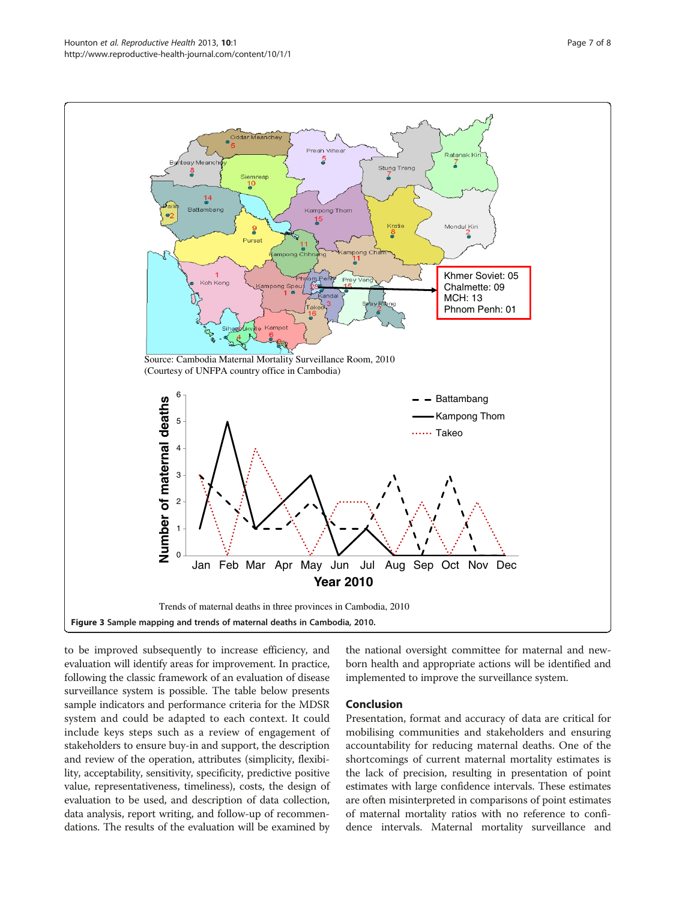Source: Cambodia Maternal Mortality Surveillance Room, 2010
(Courtesy of UNFPA country office in Cambodia)

Trends of maternal deaths in three provinces in Cambodia, 2010

**Figure 3 Sample mapping and trends of maternal deaths in Cambodia, 2010.**

to be improved subsequently to increase efficiency, and evaluation will identify areas for improvement. In practice, following the classic framework of an evaluation of disease surveillance system is possible. The table below presents sample indicators and performance criteria for the MDSR system and could be adapted to each context. It could include keys steps such as a review of engagement of stakeholders to ensure buy-in and support, the description and review of the operation, attributes (simplicity, flexibility, acceptability, sensitivity, specificity, predictive positive value, representativeness, timeliness), costs, the design of evaluation to be used, and description of data collection, data analysis, report writing, and follow-up of recommendations. The results of the evaluation will be examined by the national oversight committee for maternal and newborn health and appropriate actions will be identified and implemented to improve the surveillance system.

## Conclusion

Presentation, format and accuracy of data are critical for mobilising communities and stakeholders and ensuring accountability for reducing maternal deaths. One of the shortcomings of current maternal mortality estimates is the lack of precision, resulting in presentation of point estimates with large confidence intervals. These estimates are often misinterpreted in comparisons of point estimates of maternal mortality ratios with no reference to confidence intervals. Maternal mortality surveillance and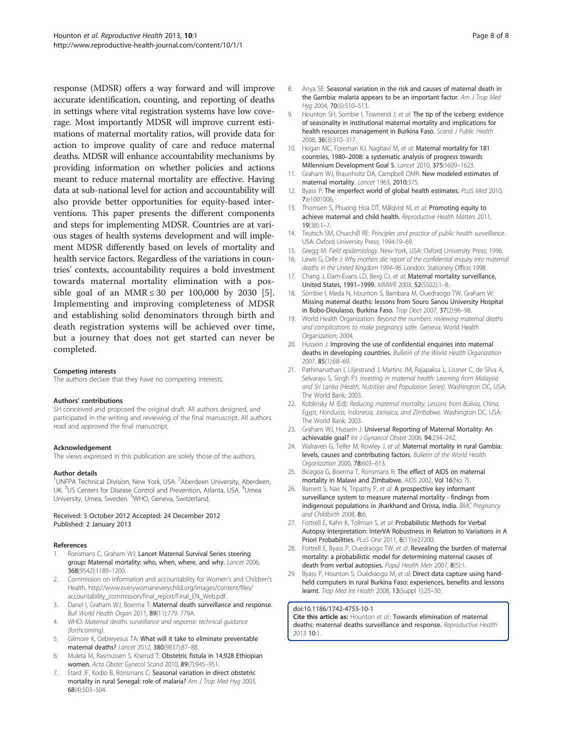response (MDSR) offers a way forward and will improve accurate identification, counting, and reporting of deaths in settings where vital registration systems have low coverage. Most importantly MDSR will improve current estimations of maternal mortality ratios, will provide data for action to improve quality of care and reduce maternal deaths. MDSR will enhance accountability mechanisms by providing information on whether policies and actions meant to reduce maternal mortality are effective. Having data at sub-national level for action and accountability will also provide better opportunities for equity-based interventions. This paper presents the different components and steps for implementing MDSR. Countries are at various stages of health systems development and will implement MDSR differently based on levels of mortality and health service factors. Regardless of the variations in countries' contexts, accountability requires a bold investment towards maternal mortality elimination with a possible goal of an $MMR \leq 30$ per 100,000 by 2030 [5]. Implementing and improving completeness of MDSR and establishing solid denominators through birth and death registration systems will be achieved over time, but a journey that does not get started can never be completed.

#### Competing interests
The authors declare that they have no competing interests.

#### Authors' contributions
SH conceived and proposed the original draft. All authors designed, and participated in the writing and reviewing of the final manuscript. All authors read and approved the final manuscript.

#### Acknowledgement
The views expressed in this publication are solely those of the authors.

#### Author details
[1]UNFPA Technical Division, New York, USA. [2]Aberdeen University, Aberdeen, UK. [3]US Centers for Disease Control and Prevention, Atlanta, USA. [4]Umea University, Umea, Sweden. [5]WHO, Geneva, Switzerland.

Received: 5 October 2012 Accepted: 24 December 2012
Published: 2 January 2013

#### References
1. Ronsmans C, Graham WJ: **Lancet Maternal Survival Series steering group: Maternal mortality: who, when, where, and why.** *Lancet* 2006, **368**(9542):1189–1200.
2. Commission on information and accountability for Women's and Children's Health. http://www.everywomaneverychild.org/images/content/files/accountability_commission/final_report/Final_EN_Web.pdf.
3. Danel I, Graham WJ, Boerma T: **Maternal death surveillance and response.** *Bull World Health Organ* 2011, **89**(11):779. 779A.
4. WHO: *Maternal deaths surveillance and response: technical guidance (forthcoming).*
5. Gilmore K, Gebreyesus TA: **What will it take to eliminate preventable maternal deaths?** *Lancet* 2012, **380**(9837):87–88.
6. Muleta M, Rasmussen S, Kiserud T: **Obstetric fistula in 14,928 Ethiopian women.** *Acta Obstet Gynecol Scand* 2010, **89**(7):945–951.
7. Etard JF, Kodio B, Ronsmans C: **Seasonal variation in direct obstetric mortality in rural Senegal: role of malaria?** *Am J Trop Med Hyg* 2003, **68**(4):503–504.
8. Anya SE: **Seasonal variation in the risk and causes of maternal death in the Gambia: malaria appears to be an important factor.** *Am J Trop Med Hyg* 2004, **70**(5):510–513.
9. Hounton SH, Sombie I, Townend J, *et al*: **The tip of the iceberg: evidence of seasonality in institutional maternal mortality and implications for health resources management in Burkina Faso.** *Scand J Public Health* 2008, **36**(3):310–317.
10. Hogan MC, Foreman KJ, Naghavi M, *et al*: **Maternal mortality for 181 countries, 1980–2008: a systematic analysis of progress towards Millennium Development Goal 5.** *Lancet* 2010, **375**:1609–1623.
11. Graham WJ, Braunholtz DA, Campbell OMR: **New modeled estimates of maternal mortality.** *Lancet* 1963, **2010**:375.
12. Byass P: **The imperfect world of global health estimates.** *PLoS Med* 2010, **7**:e1001006.
13. Thomsen S, Phuong Hoa DT, Målqvist M, *et al*: **Promoting equity to achieve maternal and child health.** *Reproductive Health Matters* 2011, **19**(38):1–7.
14. Teutsch SM, Churchill RE: *Principles and practice of public health surveillance.* USA: Oxford University Press; 1994:19–69.
15. Gregg M: *Field epidemiology*. New-York, USA: Oxford University Press; 1996.
16. Lewis G, Drife J: *Why mothers die: report of the confidential enquiry into maternal deaths in the United Kingdom 1994–96*. London: Stationery Office; 1998.
17. Chang J, Elam-Evans LD, Berg CJ, *et al*: **Maternal mortality surveillance, United States, 1991–1999.** *MMWR* 2003, **52**(SS02):1–8.
18. Sombie I, Meda N, Hounton S, Bambara M, Ouedraogo TW, Graham W: **Missing maternal deaths: lessons from Souro Sanou University Hospital in Bobo-Dioulasso, Burkina Faso.** *Trop Doct* 2007, **37**(2):96–98.
19. World Health Organization: *Beyond the numbers: reviewing maternal deaths and complications to make pregnancy safer*. Geneva: World Health Organization; 2004.
20. Hussein J: **Improving the use of confidential enquiries into maternal deaths in developing countries.** *Bulletin of the World Health Organization* 2007, **85**(1):68–69.
21. Pathmanathan I, Liljestrand J, Martins JM, Rajapaksa L, Lissner C, de Silva A, Selvaraju S, Singh PJ: *Investing in maternal health: Learning from Malaysia and Sri Lanka (Health, Nutrition and Population Series)*. Washington DC, USA: The World Bank; 2003.
22. Koblinsky M (Ed): *Reducing maternal mortality: Lessons from Bolivia, China, Egypt, Honduras, Indonesia, Jamaica, and Zimbabwe*. Washington DC, USA: The World Bank; 2003.
23. Graham WJ, Hussein J: **Universal Reporting of Maternal Mortality: An achievable goal?** *Int J Gynaecol Obstet* 2006, **94**:234–242.
24. Walraven G, Telfer M, Rowley J, *et al*: **Maternal mortality in rural Gambia: levels, causes and contributing factors.** *Bulletin of the World Health Organization* 2000, **78**:603–613.
25. Bicegoa G, Boerma T, Ronsmans R: **The effect of AIDS on maternal mortality in Malawi and Zimbabwe.** *AIDS* 2002, Vol 16(No 7).
26. Barnett S, Nair N, Tripathy P, *et al*: **A prospective key informant surveillance system to measure maternal mortality - findings from indigenous populations in Jharkhand and Orissa, India.** *BMC Pregnancy and Childbirth* 2008, **8**:6.
27. Fottrell E, Kahn K, Tollman S, *et al*: **Probabilistic Methods for Verbal Autopsy Interpretation: InterVA Robustness in Relation to Variations in A Priori Probabilities.** *PLoS One* 2011, **6**(11):e27200.
28. Fottrell E, Byass P, Ouedraogo TW, *et al*: **Revealing the burden of maternal mortality: a probabilistic model for determining maternal causes of death from verbal autopsies.** *Popul Health Metr* 2007, **8**(5):1.
29. Byass P, Hounton S, Ouédraogo M, *et al*: **Direct data capture using hand-held computers in rural Burkina Faso: experiences, benefits and lessons learnt.** *Trop Med Int Health* 2008, **13**(Suppl 1):25–30.

doi:10.1186/1742-4755-10-1
**Cite this article as:** Hounton *et al*.: Towards elimination of maternal deaths: maternal deaths surveillance and response. *Reproductive Health* 2013 **10**:1.